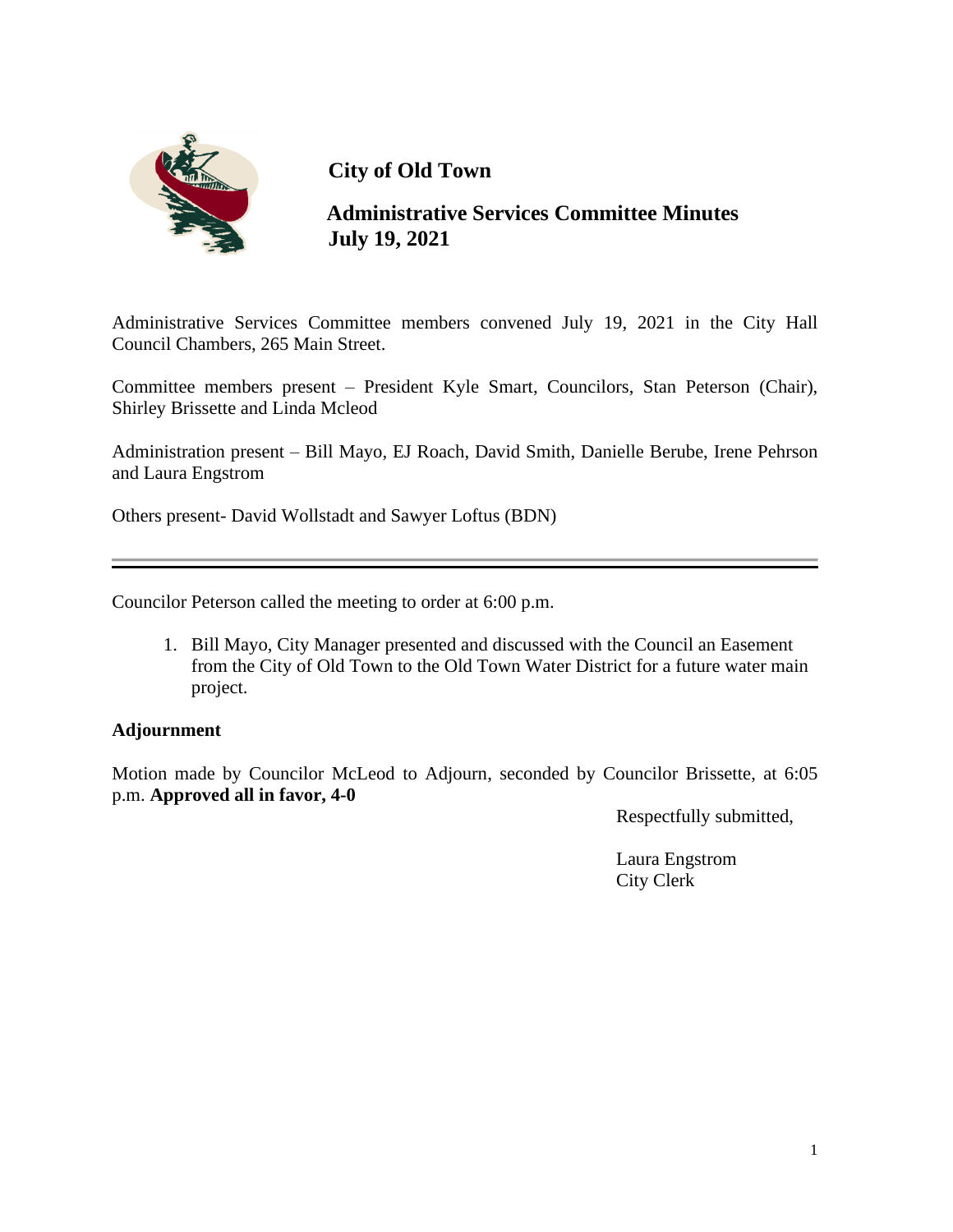# City of Old Town

## Administrative Services Committee Minutes
## July 19, 2021

Administrative Services Committee members convened July 19, 2021 in the City Hall Council Chambers, 265 Main Street.

Committee members present – President Kyle Smart, Councilors, Stan Peterson (Chair), Shirley Brissette and Linda Mcleod

Administration present – Bill Mayo, EJ Roach, David Smith, Danielle Berube, Irene Pehrson and Laura Engstrom

Others present- David Wollstadt and Sawyer Loftus (BDN)

---

Councilor Peterson called the meeting to order at 6:00 p.m.

1. Bill Mayo, City Manager presented and discussed with the Council an Easement from the City of Old Town to the Old Town Water District for a future water main project.

**Adjournment**

Motion made by Councilor McLeod to Adjourn, seconded by Councilor Brissette, at 6:05 p.m. **Approved all in favor, 4-0**

Respectfully submitted,

Laura Engstrom
City Clerk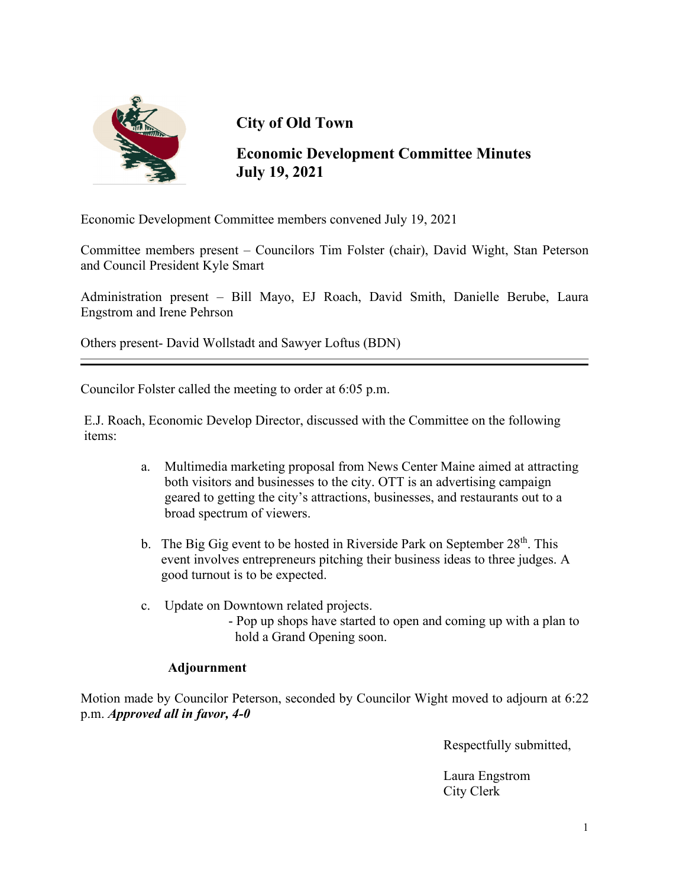# City of Old Town

## Economic Development Committee Minutes
## July 19, 2021

Economic Development Committee members convened July 19, 2021

Committee members present – Councilors Tim Folster (chair), David Wight, Stan Peterson and Council President Kyle Smart

Administration present – Bill Mayo, EJ Roach, David Smith, Danielle Berube, Laura Engstrom and Irene Pehrson

Others present- David Wollstadt and Sawyer Loftus (BDN)

---

Councilor Folster called the meeting to order at 6:05 p.m.

E.J. Roach, Economic Develop Director, discussed with the Committee on the following items:

a. Multimedia marketing proposal from News Center Maine aimed at attracting both visitors and businesses to the city. OTT is an advertising campaign geared to getting the city's attractions, businesses, and restaurants out to a broad spectrum of viewers.

b. The Big Gig event to be hosted in Riverside Park on September 28th. This event involves entrepreneurs pitching their business ideas to three judges. A good turnout is to be expected.

c. Update on Downtown related projects.
   - Pop up shops have started to open and coming up with a plan to hold a Grand Opening soon.

**Adjournment**

Motion made by Councilor Peterson, seconded by Councilor Wight moved to adjourn at 6:22 p.m. ***Approved all in favor, 4-0***

Respectfully submitted,

Laura Engstrom
City Clerk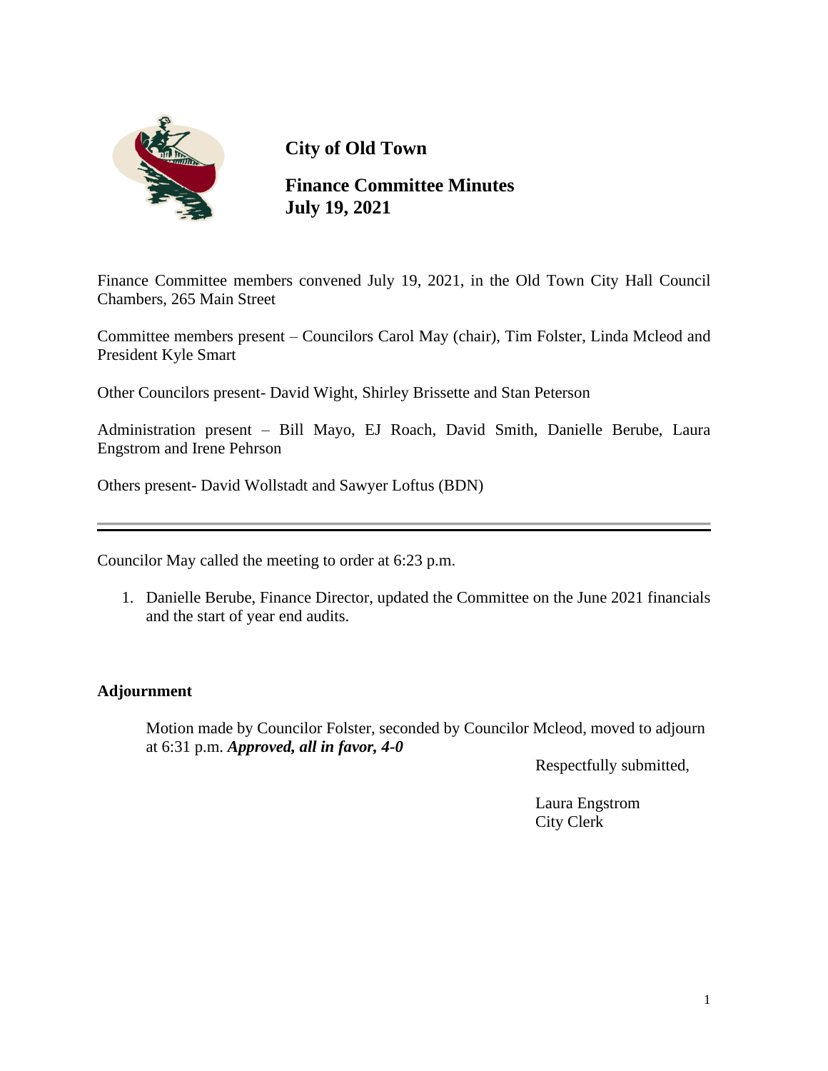# City of Old Town

## Finance Committee Minutes
## July 19, 2021

Finance Committee members convened July 19, 2021, in the Old Town City Hall Council Chambers, 265 Main Street

Committee members present – Councilors Carol May (chair), Tim Folster, Linda Mcleod and President Kyle Smart

Other Councilors present- David Wight, Shirley Brissette and Stan Peterson

Administration present – Bill Mayo, EJ Roach, David Smith, Danielle Berube, Laura Engstrom and Irene Pehrson

Others present- David Wollstadt and Sawyer Loftus (BDN)

---

Councilor May called the meeting to order at 6:23 p.m.

1. Danielle Berube, Finance Director, updated the Committee on the June 2021 financials and the start of year end audits.

**Adjournment**

Motion made by Councilor Folster, seconded by Councilor Mcleod, moved to adjourn at 6:31 p.m. ***Approved, all in favor, 4-0***

Respectfully submitted,

Laura Engstrom
City Clerk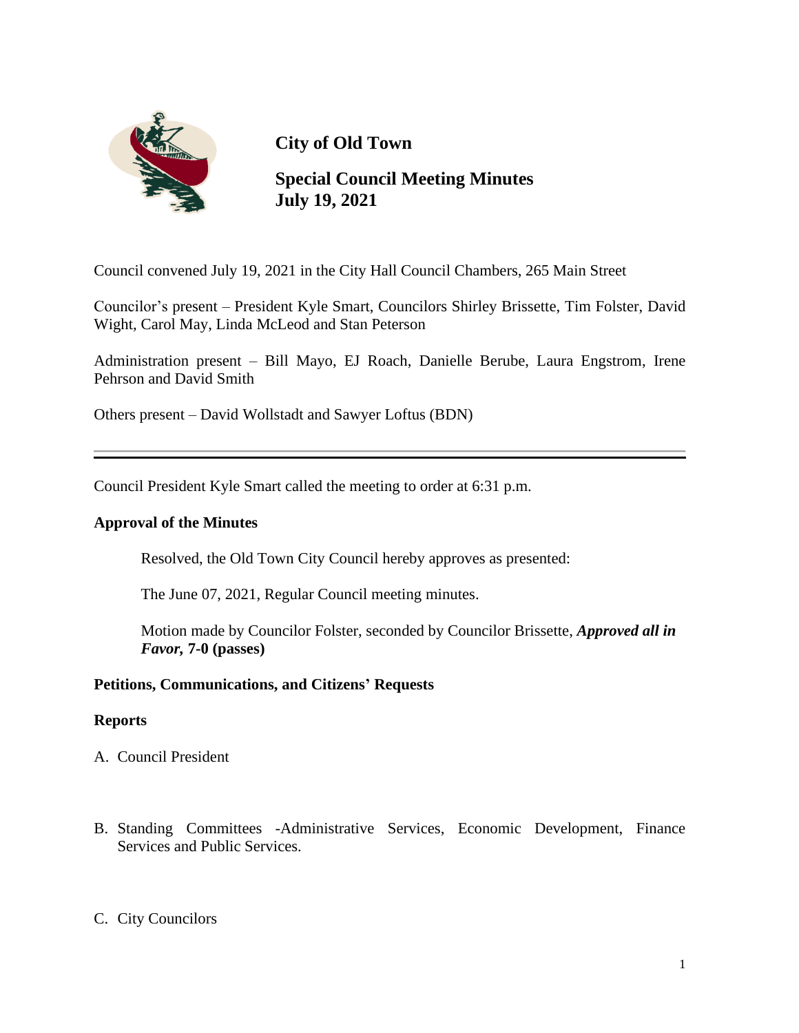**City of Old Town**

**Special Council Meeting Minutes**
**July 19, 2021**

Council convened July 19, 2021 in the City Hall Council Chambers, 265 Main Street

Councilor's present – President Kyle Smart, Councilors Shirley Brissette, Tim Folster, David Wight, Carol May, Linda McLeod and Stan Peterson

Administration present – Bill Mayo, EJ Roach, Danielle Berube, Laura Engstrom, Irene Pehrson and David Smith

Others present – David Wollstadt and Sawyer Loftus (BDN)

---

Council President Kyle Smart called the meeting to order at 6:31 p.m.

**Approval of the Minutes**

> Resolved, the Old Town City Council hereby approves as presented:
>
> The June 07, 2021, Regular Council meeting minutes.
>
> Motion made by Councilor Folster, seconded by Councilor Brissette, ***Approved all in Favor,*** **7-0 (passes)**

**Petitions, Communications, and Citizens' Requests**

**Reports**

A. Council President

B. Standing Committees -Administrative Services, Economic Development, Finance Services and Public Services.

C. City Councilors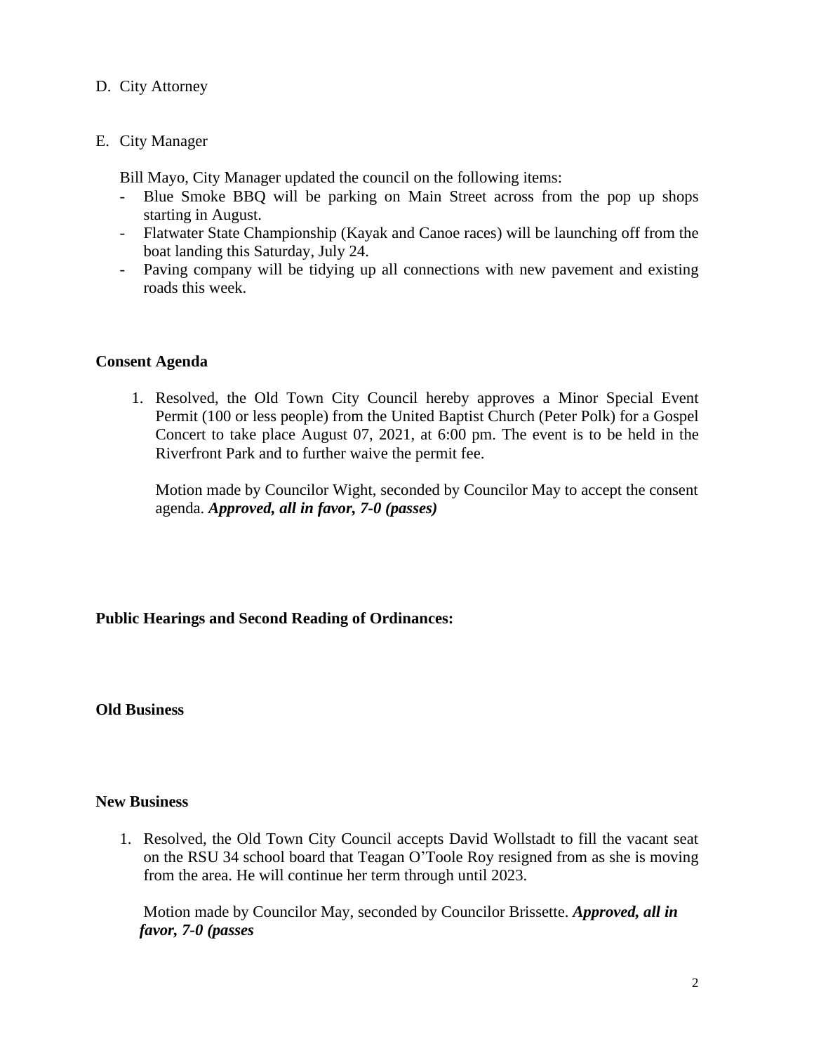D. City Attorney

E. City Manager

Bill Mayo, City Manager updated the council on the following items:

- Blue Smoke BBQ will be parking on Main Street across from the pop up shops starting in August.
- Flatwater State Championship (Kayak and Canoe races) will be launching off from the boat landing this Saturday, July 24.
- Paving company will be tidying up all connections with new pavement and existing roads this week.

**Consent Agenda**

1. Resolved, the Old Town City Council hereby approves a Minor Special Event Permit (100 or less people) from the United Baptist Church (Peter Polk) for a Gospel Concert to take place August 07, 2021, at 6:00 pm. The event is to be held in the Riverfront Park and to further waive the permit fee.

   Motion made by Councilor Wight, seconded by Councilor May to accept the consent agenda. ***Approved, all in favor, 7-0 (passes)***

**Public Hearings and Second Reading of Ordinances:**

**Old Business**

**New Business**

1. Resolved, the Old Town City Council accepts David Wollstadt to fill the vacant seat on the RSU 34 school board that Teagan O'Toole Roy resigned from as she is moving from the area. He will continue her term through until 2023.

   Motion made by Councilor May, seconded by Councilor Brissette. ***Approved, all in favor, 7-0 (passes***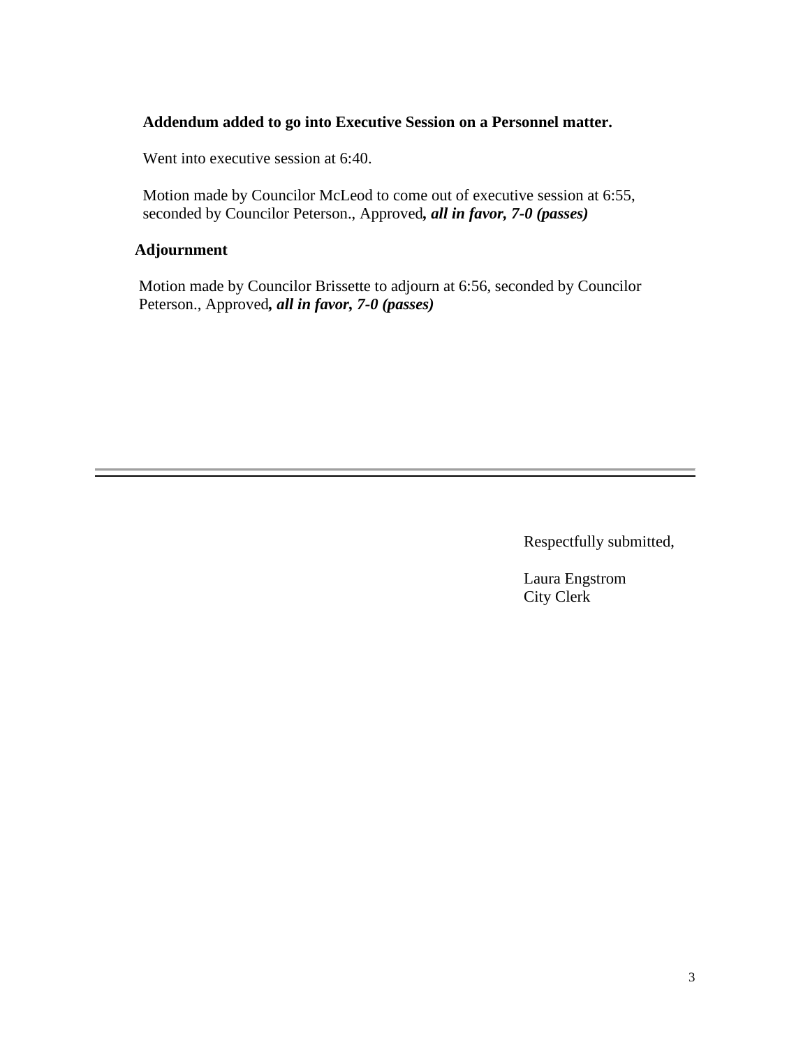**Addendum added to go into Executive Session on a Personnel matter.**

Went into executive session at 6:40.

Motion made by Councilor McLeod to come out of executive session at 6:55, seconded by Councilor Peterson., Approved***, all in favor, 7-0 (passes)***

**Adjournment**

Motion made by Councilor Brissette to adjourn at 6:56, seconded by Councilor Peterson., Approved***, all in favor, 7-0 (passes)***

---

Respectfully submitted,

Laura Engstrom
City Clerk